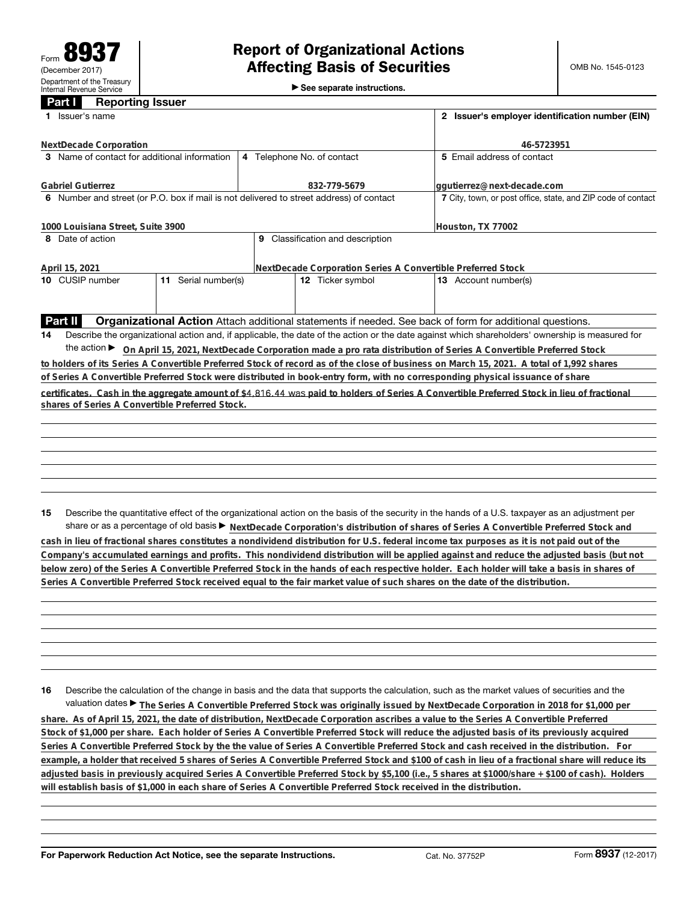Form **8937**
(December 2017)
Department of the Treasury
Internal Revenue Service

# Report of Organizational Actions Affecting Basis of Securities

▶ See separate instructions.

OMB No. 1545-0123

## Part I Reporting Issuer

| | |
|---|---|
| **1** Issuer's name<br>NextDecade Corporation | **2** Issuer's employer identification number (EIN)<br>46-5723951 |

| | | |
|---|---|---|
| **3** Name of contact for additional information<br>Gabriel Gutierrez | **4** Telephone No. of contact<br>832-779-5679 | **5** Email address of contact<br>ggutierrez@next-decade.com |

| | |
|---|---|
| **6** Number and street (or P.O. box if mail is not delivered to street address) of contact<br>1000 Louisiana Street, Suite 3900 | **7** City, town, or post office, state, and ZIP code of contact<br>Houston, TX 77002 |

| | |
|---|---|
| **8** Date of action<br>April 15, 2021 | **9** Classification and description<br>NextDecade Corporation Series A Convertible Preferred Stock |

| | | | |
|---|---|---|---|
| **10** CUSIP number | **11** Serial number(s) | **12** Ticker symbol | **13** Account number(s) |
| | | | |

## Part II Organizational Action

Attach additional statements if needed. See back of form for additional questions.

**14** Describe the organizational action and, if applicable, the date of the action or the date against which shareholders' ownership is measured for the action ▶ On April 15, 2021, NextDecade Corporation made a pro rata distribution of Series A Convertible Preferred Stock to holders of its Series A Convertible Preferred Stock of record as of the close of business on March 15, 2021. A total of 1,992 shares of Series A Convertible Preferred Stock were distributed in book-entry form, with no corresponding physical issuance of share certificates. Cash in the aggregate amount of $4,816.44 was paid to holders of Series A Convertible Preferred Stock in lieu of fractional shares of Series A Convertible Preferred Stock.

**15** Describe the quantitative effect of the organizational action on the basis of the security in the hands of a U.S. taxpayer as an adjustment per share or as a percentage of old basis ▶ NextDecade Corporation's distribution of shares of Series A Convertible Preferred Stock and cash in lieu of fractional shares constitutes a nondividend distribution for U.S. federal income tax purposes as it is not paid out of the Company's accumulated earnings and profits. This nondividend distribution will be applied against and reduce the adjusted basis (but not below zero) of the Series A Convertible Preferred Stock in the hands of each respective holder. Each holder will take a basis in shares of Series A Convertible Preferred Stock received equal to the fair market value of such shares on the date of the distribution.

**16** Describe the calculation of the change in basis and the data that supports the calculation, such as the market values of securities and the valuation dates ▶ The Series A Convertible Preferred Stock was originally issued by NextDecade Corporation in 2018 for $1,000 per share. As of April 15, 2021, the date of distribution, NextDecade Corporation ascribes a value to the Series A Convertible Preferred Stock of $1,000 per share. Each holder of Series A Convertible Preferred Stock will reduce the adjusted basis of its previously acquired Series A Convertible Preferred Stock by the the value of Series A Convertible Preferred Stock and cash received in the distribution. For example, a holder that received 5 shares of Series A Convertible Preferred Stock and $100 of cash in lieu of a fractional share will reduce its adjusted basis in previously acquired Series A Convertible Preferred Stock by $5,100 (i.e., 5 shares at $1000/share + $100 of cash). Holders will establish basis of $1,000 in each share of Series A Convertible Preferred Stock received in the distribution.

For Paperwork Reduction Act Notice, see the separate Instructions. Cat. No. 37752P Form **8937** (12-2017)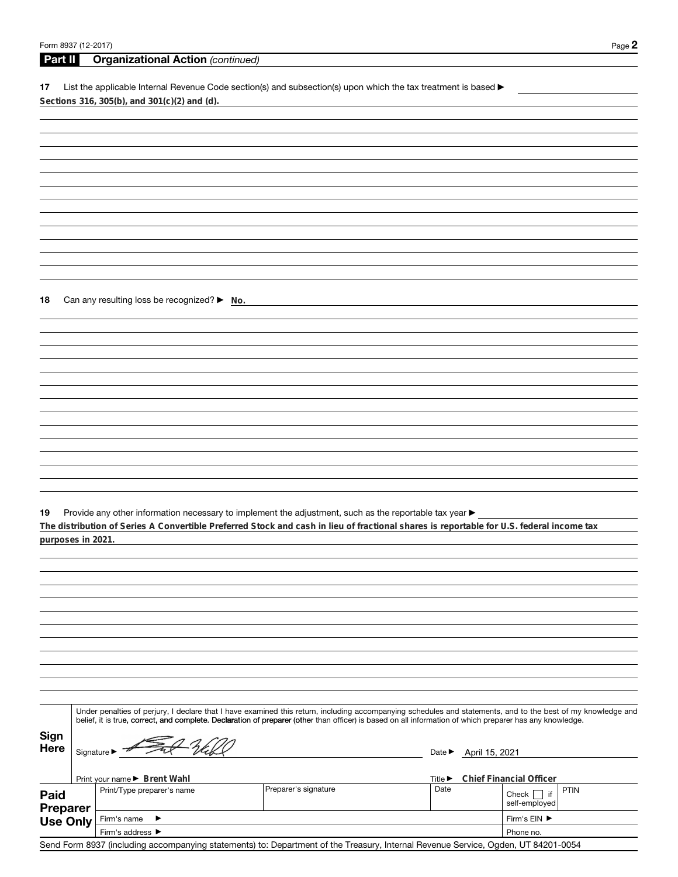**Part II** **Organizational Action** *(continued)*

**17** List the applicable Internal Revenue Code section(s) and subsection(s) upon which the tax treatment is based ▶

**Sections 316, 305(b), and 301(c)(2) and (d).**

**18** Can any resulting loss be recognized? ▶ **No.**

**19** Provide any other information necessary to implement the adjustment, such as the reportable tax year ▶

**The distribution of Series A Convertible Preferred Stock and cash in lieu of fractional shares is reportable for U.S. federal income tax purposes in 2021.**

**Sign Here**

Under penalties of perjury, I declare that I have examined this return, including accompanying schedules and statements, and to the best of my knowledge and belief, it is true, correct, and complete. Declaration of preparer (other than officer) is based on all information of which preparer has any knowledge.

Signature ▶ [signature] Date ▶ April 15, 2021

Print your name ▶ **Brent Wahl** Title ▶ **Chief Financial Officer**

| Paid Preparer Use Only | | | | |
|---|---|---|---|---|
| Print/Type preparer's name | Preparer's signature | Date | Check ☐ if self-employed | PTIN |
| Firm's name ▶ | | | Firm's EIN ▶ | |
| Firm's address ▶ | | | Phone no. | |

Send Form 8937 (including accompanying statements) to: Department of the Treasury, Internal Revenue Service, Ogden, UT 84201-0054